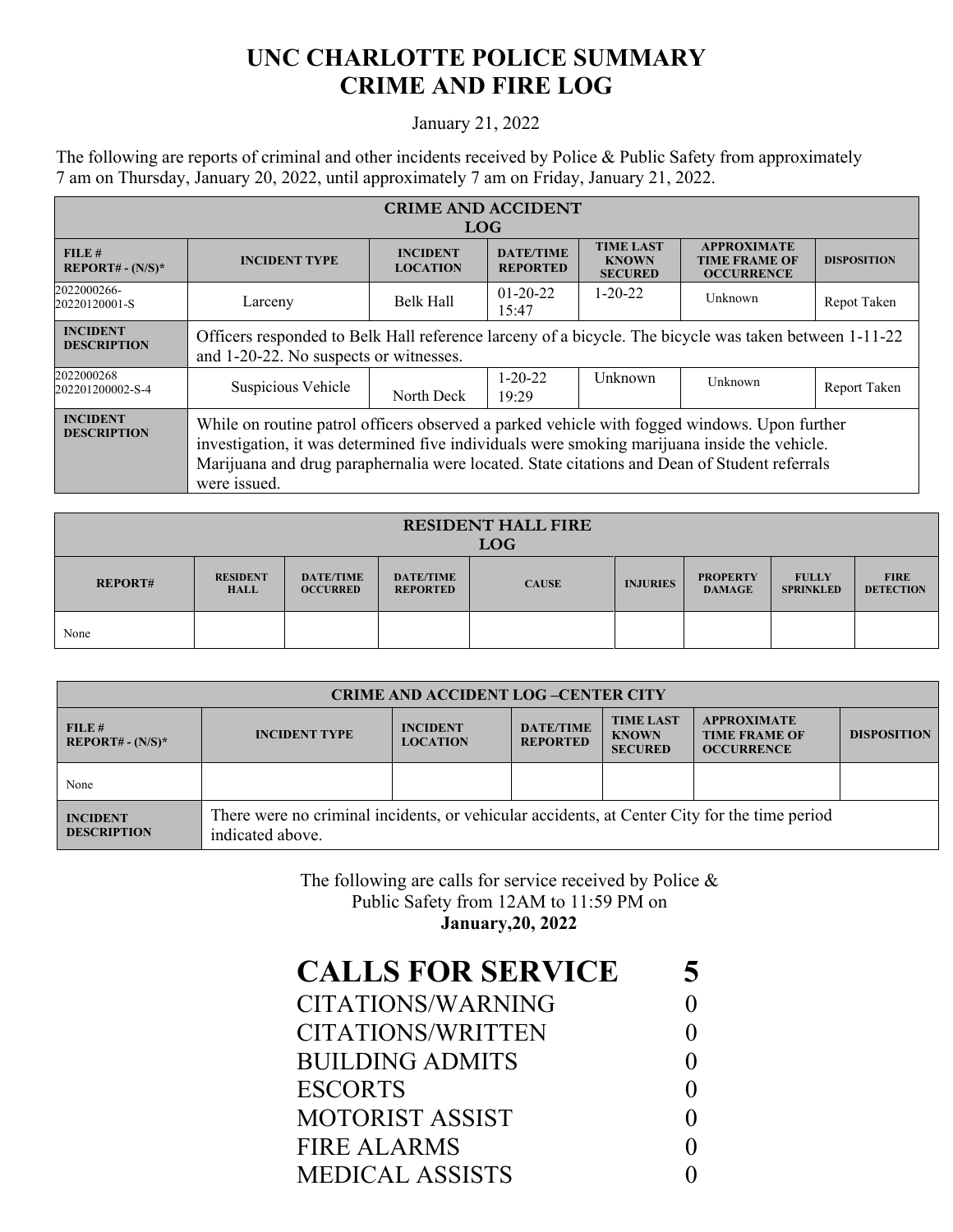# UNC CHARLOTTE POLICE SUMMARY
# CRIME AND FIRE LOG

January 21, 2022

The following are reports of criminal and other incidents received by Police & Public Safety from approximately 7 am on Thursday, January 20, 2022, until approximately 7 am on Friday, January 21, 2022.

| CRIME AND ACCIDENT LOG | | | | | | |
|---|---|---|---|---|---|---|
| **FILE # REPORT# - (N/S)*** | **INCIDENT TYPE** | **INCIDENT LOCATION** | **DATE/TIME REPORTED** | **TIME LAST KNOWN SECURED** | **APPROXIMATE TIME FRAME OF OCCURRENCE** | **DISPOSITION** |
| 2022000266-20220120001-S | Larceny | Belk Hall | 01-20-22 15:47 | 1-20-22 | Unknown | Repot Taken |
| **INCIDENT DESCRIPTION** | Officers responded to Belk Hall reference larceny of a bicycle. The bicycle was taken between 1-11-22 and 1-20-22. No suspects or witnesses. | | | | | |
| 2022000268 202201200002-S-4 | Suspicious Vehicle | North Deck | 1-20-22 19:29 | Unknown | Unknown | Report Taken |
| **INCIDENT DESCRIPTION** | While on routine patrol officers observed a parked vehicle with fogged windows. Upon further investigation, it was determined five individuals were smoking marijuana inside the vehicle. Marijuana and drug paraphernalia were located. State citations and Dean of Student referrals were issued. | | | | | |

| RESIDENT HALL FIRE LOG | | | | | | | | |
|---|---|---|---|---|---|---|---|---|
| **REPORT#** | **RESIDENT HALL** | **DATE/TIME OCCURRED** | **DATE/TIME REPORTED** | **CAUSE** | **INJURIES** | **PROPERTY DAMAGE** | **FULLY SPRINKLED** | **FIRE DETECTION** |
| None | | | | | | | | |

| CRIME AND ACCIDENT LOG –CENTER CITY | | | | | | |
|---|---|---|---|---|---|---|
| **FILE # REPORT# - (N/S)*** | **INCIDENT TYPE** | **INCIDENT LOCATION** | **DATE/TIME REPORTED** | **TIME LAST KNOWN SECURED** | **APPROXIMATE TIME FRAME OF OCCURRENCE** | **DISPOSITION** |
| None | | | | | | |
| **INCIDENT DESCRIPTION** | There were no criminal incidents, or vehicular accidents, at Center City for the time period indicated above. | | | | | |

The following are calls for service received by Police & Public Safety from 12AM to 11:59 PM on **January,20, 2022**

| | |
|---|---|
| **CALLS FOR SERVICE** | **5** |
| CITATIONS/WARNING | 0 |
| CITATIONS/WRITTEN | 0 |
| BUILDING ADMITS | 0 |
| ESCORTS | 0 |
| MOTORIST ASSIST | 0 |
| FIRE ALARMS | 0 |
| MEDICAL ASSISTS | 0 |